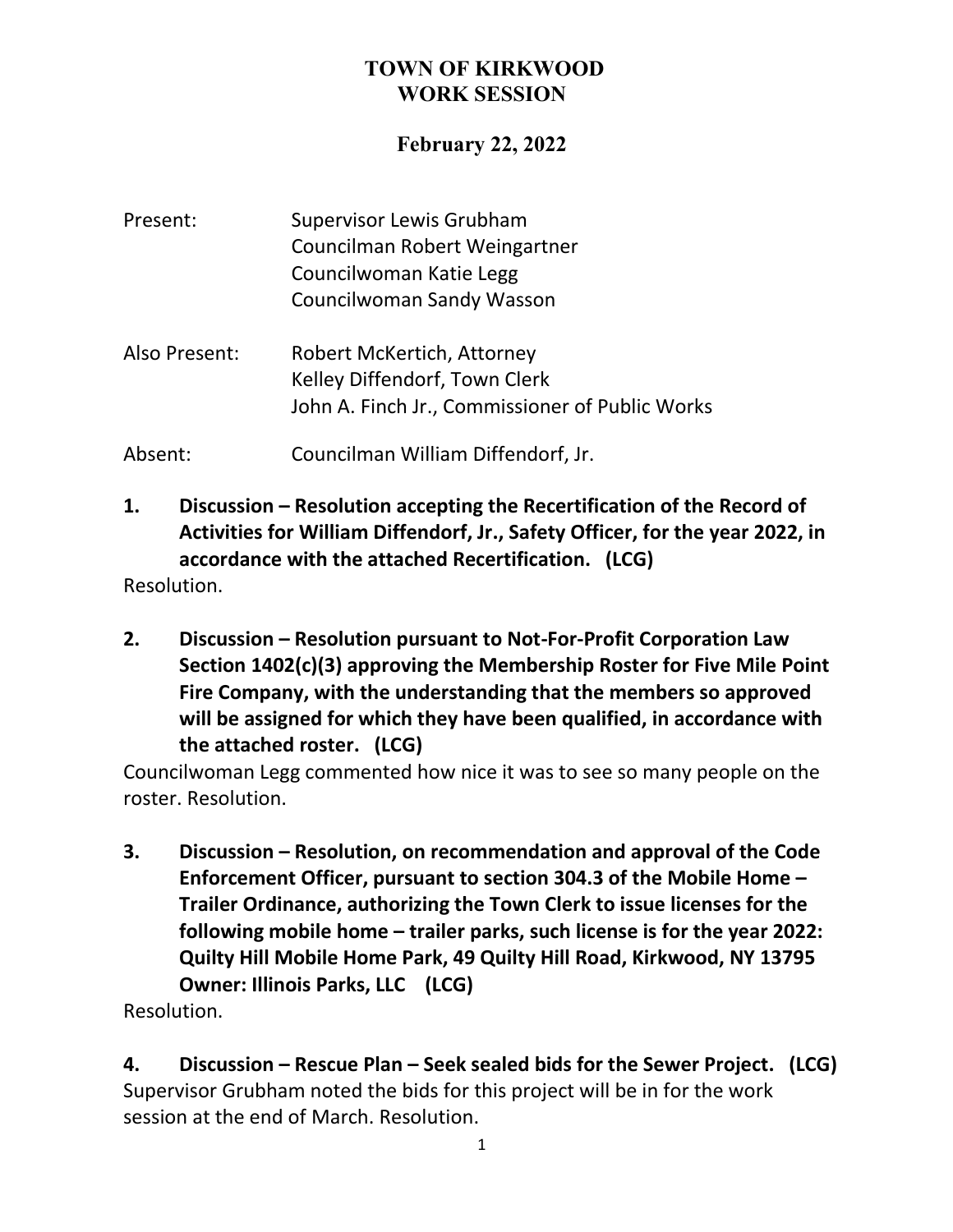# TOWN OF KIRKWOOD
# WORK SESSION

## February 22, 2022

Present: Supervisor Lewis Grubham
Councilman Robert Weingartner
Councilwoman Katie Legg
Councilwoman Sandy Wasson

Also Present: Robert McKertich, Attorney
Kelley Diffendorf, Town Clerk
John A. Finch Jr., Commissioner of Public Works

Absent: Councilman William Diffendorf, Jr.

**1. Discussion – Resolution accepting the Recertification of the Record of Activities for William Diffendorf, Jr., Safety Officer, for the year 2022, in accordance with the attached Recertification. (LCG)**

Resolution.

**2. Discussion – Resolution pursuant to Not-For-Profit Corporation Law Section 1402(c)(3) approving the Membership Roster for Five Mile Point Fire Company, with the understanding that the members so approved will be assigned for which they have been qualified, in accordance with the attached roster. (LCG)**

Councilwoman Legg commented how nice it was to see so many people on the roster. Resolution.

**3. Discussion – Resolution, on recommendation and approval of the Code Enforcement Officer, pursuant to section 304.3 of the Mobile Home – Trailer Ordinance, authorizing the Town Clerk to issue licenses for the following mobile home – trailer parks, such license is for the year 2022: Quilty Hill Mobile Home Park, 49 Quilty Hill Road, Kirkwood, NY 13795 Owner: Illinois Parks, LLC (LCG)**

Resolution.

**4. Discussion – Rescue Plan – Seek sealed bids for the Sewer Project. (LCG)**

Supervisor Grubham noted the bids for this project will be in for the work session at the end of March. Resolution.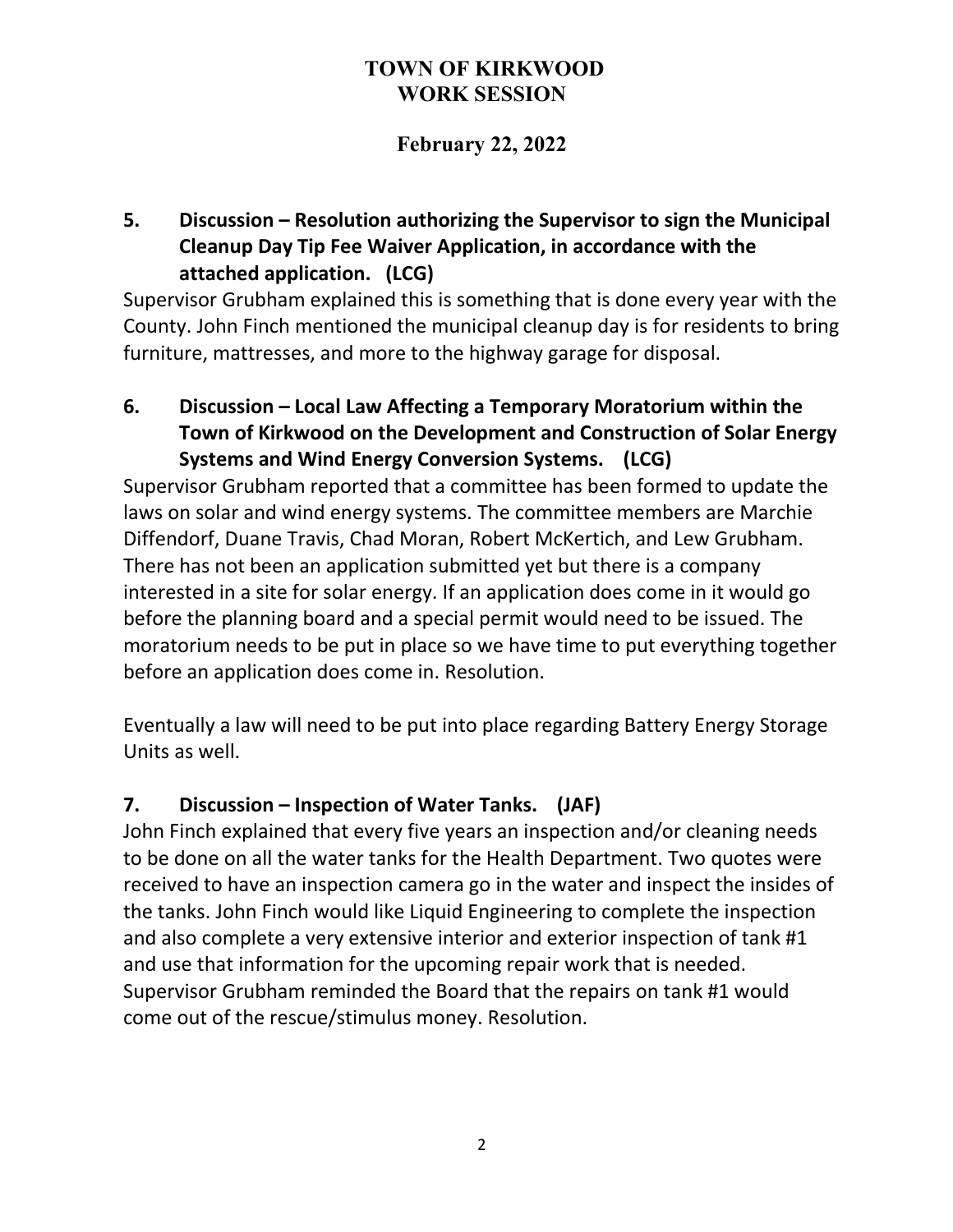# TOWN OF KIRKWOOD
# WORK SESSION

## February 22, 2022

### 5. Discussion – Resolution authorizing the Supervisor to sign the Municipal Cleanup Day Tip Fee Waiver Application, in accordance with the attached application. (LCG)

Supervisor Grubham explained this is something that is done every year with the County. John Finch mentioned the municipal cleanup day is for residents to bring furniture, mattresses, and more to the highway garage for disposal.

### 6. Discussion – Local Law Affecting a Temporary Moratorium within the Town of Kirkwood on the Development and Construction of Solar Energy Systems and Wind Energy Conversion Systems. (LCG)

Supervisor Grubham reported that a committee has been formed to update the laws on solar and wind energy systems. The committee members are Marchie Diffendorf, Duane Travis, Chad Moran, Robert McKertich, and Lew Grubham. There has not been an application submitted yet but there is a company interested in a site for solar energy. If an application does come in it would go before the planning board and a special permit would need to be issued. The moratorium needs to be put in place so we have time to put everything together before an application does come in. Resolution.

Eventually a law will need to be put into place regarding Battery Energy Storage Units as well.

### 7. Discussion – Inspection of Water Tanks. (JAF)

John Finch explained that every five years an inspection and/or cleaning needs to be done on all the water tanks for the Health Department. Two quotes were received to have an inspection camera go in the water and inspect the insides of the tanks. John Finch would like Liquid Engineering to complete the inspection and also complete a very extensive interior and exterior inspection of tank #1 and use that information for the upcoming repair work that is needed. Supervisor Grubham reminded the Board that the repairs on tank #1 would come out of the rescue/stimulus money. Resolution.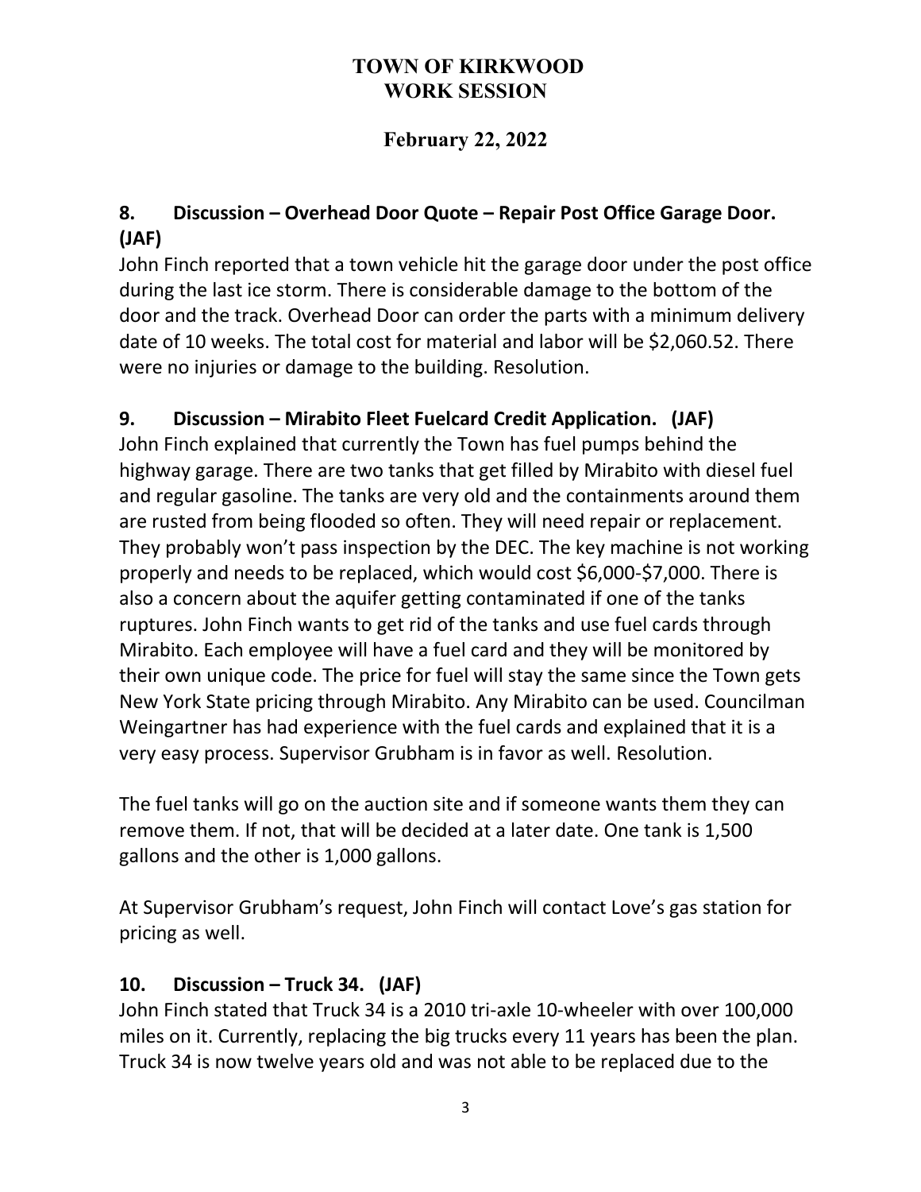# TOWN OF KIRKWOOD
# WORK SESSION

## February 22, 2022

### 8. Discussion – Overhead Door Quote – Repair Post Office Garage Door. (JAF)

John Finch reported that a town vehicle hit the garage door under the post office during the last ice storm. There is considerable damage to the bottom of the door and the track. Overhead Door can order the parts with a minimum delivery date of 10 weeks. The total cost for material and labor will be $2,060.52. There were no injuries or damage to the building. Resolution.

### 9. Discussion – Mirabito Fleet Fuelcard Credit Application. (JAF)

John Finch explained that currently the Town has fuel pumps behind the highway garage. There are two tanks that get filled by Mirabito with diesel fuel and regular gasoline. The tanks are very old and the containments around them are rusted from being flooded so often. They will need repair or replacement. They probably won't pass inspection by the DEC. The key machine is not working properly and needs to be replaced, which would cost $6,000-$7,000. There is also a concern about the aquifer getting contaminated if one of the tanks ruptures. John Finch wants to get rid of the tanks and use fuel cards through Mirabito. Each employee will have a fuel card and they will be monitored by their own unique code. The price for fuel will stay the same since the Town gets New York State pricing through Mirabito. Any Mirabito can be used. Councilman Weingartner has had experience with the fuel cards and explained that it is a very easy process. Supervisor Grubham is in favor as well. Resolution.

The fuel tanks will go on the auction site and if someone wants them they can remove them. If not, that will be decided at a later date. One tank is 1,500 gallons and the other is 1,000 gallons.

At Supervisor Grubham's request, John Finch will contact Love's gas station for pricing as well.

### 10. Discussion – Truck 34. (JAF)

John Finch stated that Truck 34 is a 2010 tri-axle 10-wheeler with over 100,000 miles on it. Currently, replacing the big trucks every 11 years has been the plan. Truck 34 is now twelve years old and was not able to be replaced due to the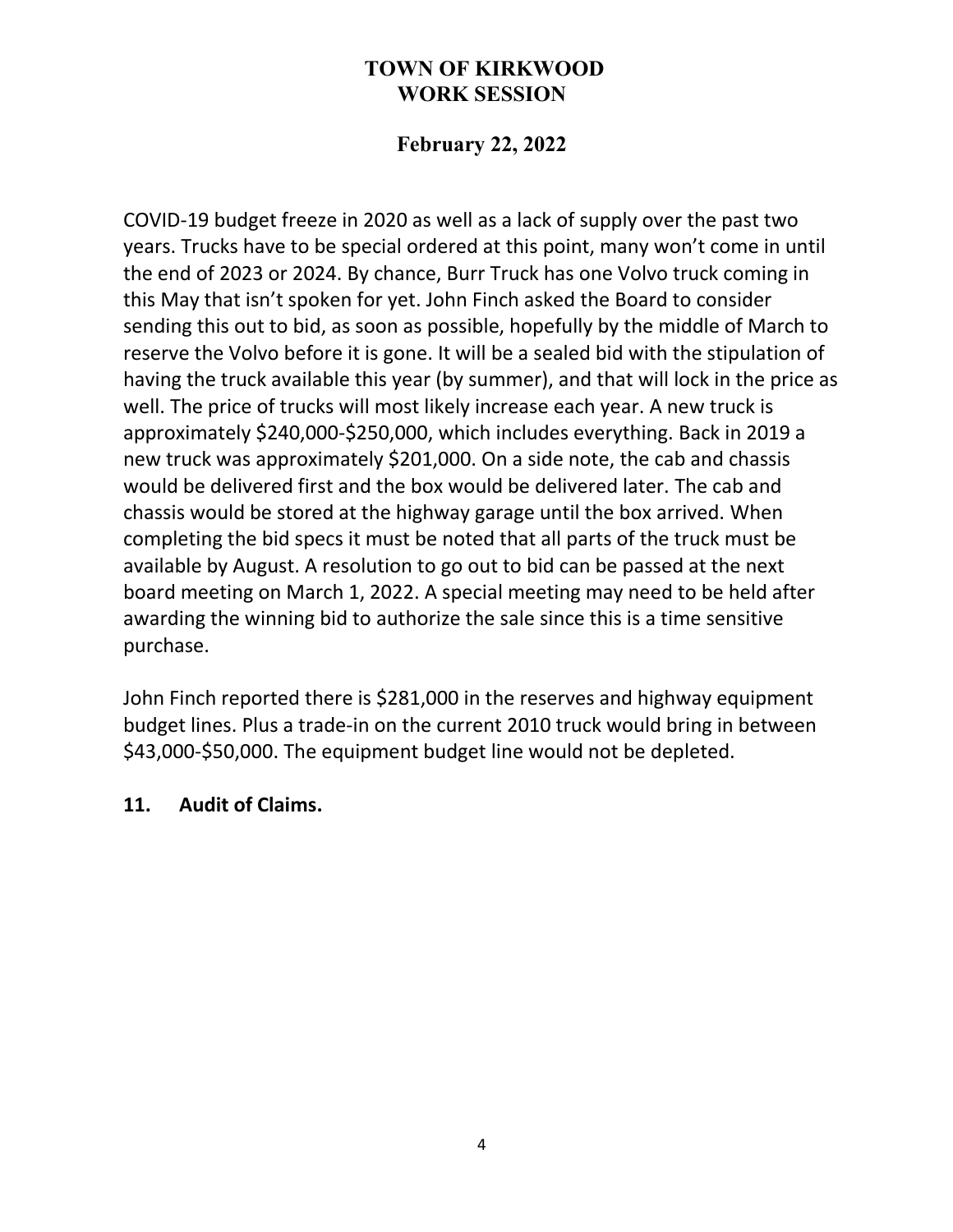COVID-19 budget freeze in 2020 as well as a lack of supply over the past two years. Trucks have to be special ordered at this point, many won't come in until the end of 2023 or 2024. By chance, Burr Truck has one Volvo truck coming in this May that isn't spoken for yet. John Finch asked the Board to consider sending this out to bid, as soon as possible, hopefully by the middle of March to reserve the Volvo before it is gone. It will be a sealed bid with the stipulation of having the truck available this year (by summer), and that will lock in the price as well. The price of trucks will most likely increase each year. A new truck is approximately $240,000-$250,000, which includes everything. Back in 2019 a new truck was approximately $201,000. On a side note, the cab and chassis would be delivered first and the box would be delivered later. The cab and chassis would be stored at the highway garage until the box arrived. When completing the bid specs it must be noted that all parts of the truck must be available by August. A resolution to go out to bid can be passed at the next board meeting on March 1, 2022. A special meeting may need to be held after awarding the winning bid to authorize the sale since this is a time sensitive purchase.

John Finch reported there is $281,000 in the reserves and highway equipment budget lines. Plus a trade-in on the current 2010 truck would bring in between $43,000-$50,000. The equipment budget line would not be depleted.

**11. Audit of Claims.**